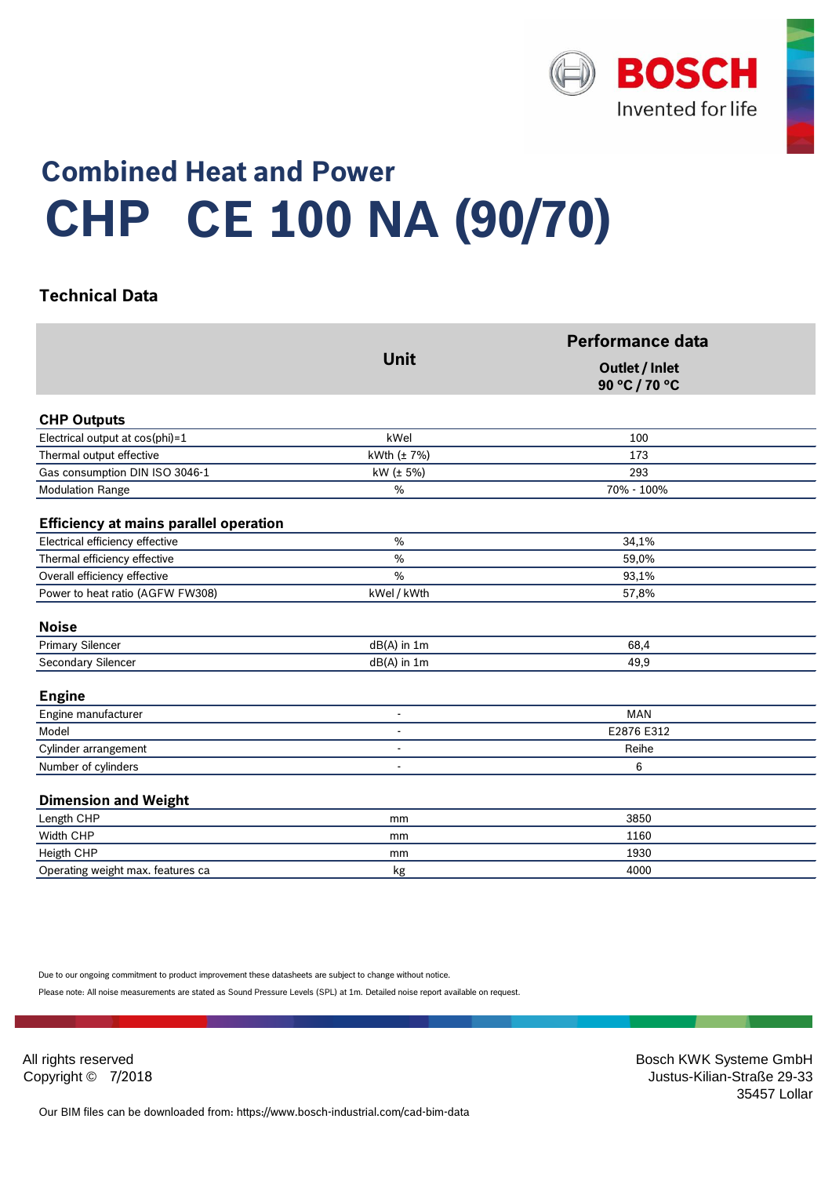BOSCH
Invented for life

# Combined Heat and Power

# CHP CE 100 NA (90/70)

## Technical Data

| | Unit | Performance data Outlet / Inlet 90 °C / 70 °C |
|---|---|---|
| **CHP Outputs** | | |
| Electrical output at cos(phi)=1 | kWel | 100 |
| Thermal output effective | kWth (± 7%) | 173 |
| Gas consumption DIN ISO 3046-1 | kW (± 5%) | 293 |
| Modulation Range | % | 70% - 100% |
| **Efficiency at mains parallel operation** | | |
| Electrical efficiency effective | % | 34,1% |
| Thermal efficiency effective | % | 59,0% |
| Overall efficiency effective | % | 93,1% |
| Power to heat ratio (AGFW FW308) | kWel / kWth | 57,8% |
| **Noise** | | |
| Primary Silencer | dB(A) in 1m | 68,4 |
| Secondary Silencer | dB(A) in 1m | 49,9 |
| **Engine** | | |
| Engine manufacturer | - | MAN |
| Model | - | E2876 E312 |
| Cylinder arrangement | - | Reihe |
| Number of cylinders | - | 6 |
| **Dimension and Weight** | | |
| Length CHP | mm | 3850 |
| Width CHP | mm | 1160 |
| Heigth CHP | mm | 1930 |
| Operating weight max. features ca | kg | 4000 |

Due to our ongoing commitment to product improvement these datasheets are subject to change without notice.

Please note: All noise measurements are stated as Sound Pressure Levels (SPL) at 1m. Detailed noise report available on request.

All rights reserved
Copyright © 7/2018

Bosch KWK Systeme GmbH
Justus-Kilian-Straße 29-33
35457 Lollar

Our BIM files can be downloaded from: https://www.bosch-industrial.com/cad-bim-data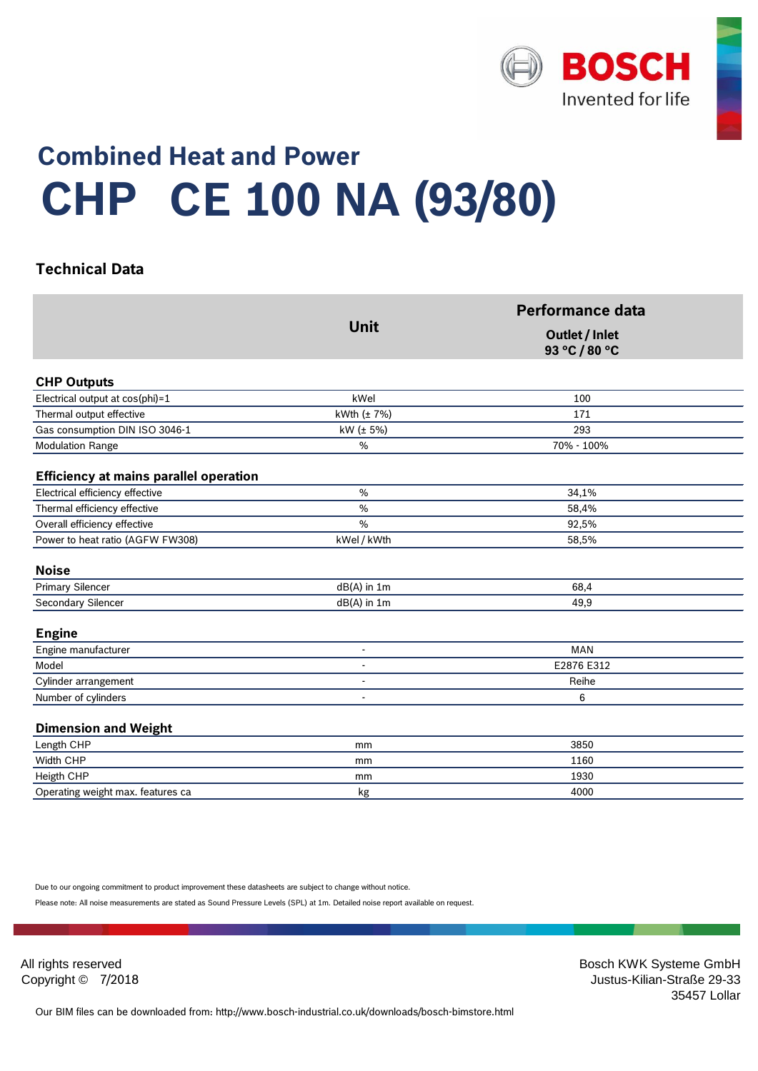# Combined Heat and Power

# CHP CE 100 NA (93/80)

## Technical Data

| | Unit | Performance data<br>Outlet / Inlet<br>93 °C / 80 °C |
|---|---|---|
| **CHP Outputs** | | |
| Electrical output at cos(phi)=1 | kWel | 100 |
| Thermal output effective | kWth (± 7%) | 171 |
| Gas consumption DIN ISO 3046-1 | kW (± 5%) | 293 |
| Modulation Range | % | 70% - 100% |
| **Efficiency at mains parallel operation** | | |
| Electrical efficiency effective | % | 34,1% |
| Thermal efficiency effective | % | 58,4% |
| Overall efficiency effective | % | 92,5% |
| Power to heat ratio (AGFW FW308) | kWel / kWth | 58,5% |
| **Noise** | | |
| Primary Silencer | dB(A) in 1m | 68,4 |
| Secondary Silencer | dB(A) in 1m | 49,9 |
| **Engine** | | |
| Engine manufacturer | - | MAN |
| Model | - | E2876 E312 |
| Cylinder arrangement | - | Reihe |
| Number of cylinders | - | 6 |
| **Dimension and Weight** | | |
| Length CHP | mm | 3850 |
| Width CHP | mm | 1160 |
| Heigth CHP | mm | 1930 |
| Operating weight max. features ca | kg | 4000 |

Due to our ongoing commitment to product improvement these datasheets are subject to change without notice.

Please note: All noise measurements are stated as Sound Pressure Levels (SPL) at 1m. Detailed noise report available on request.

All rights reserved
Copyright © 7/2018

Bosch KWK Systeme GmbH
Justus-Kilian-Straße 29-33
35457 Lollar

Our BIM files can be downloaded from: http://www.bosch-industrial.co.uk/downloads/bosch-bimstore.html